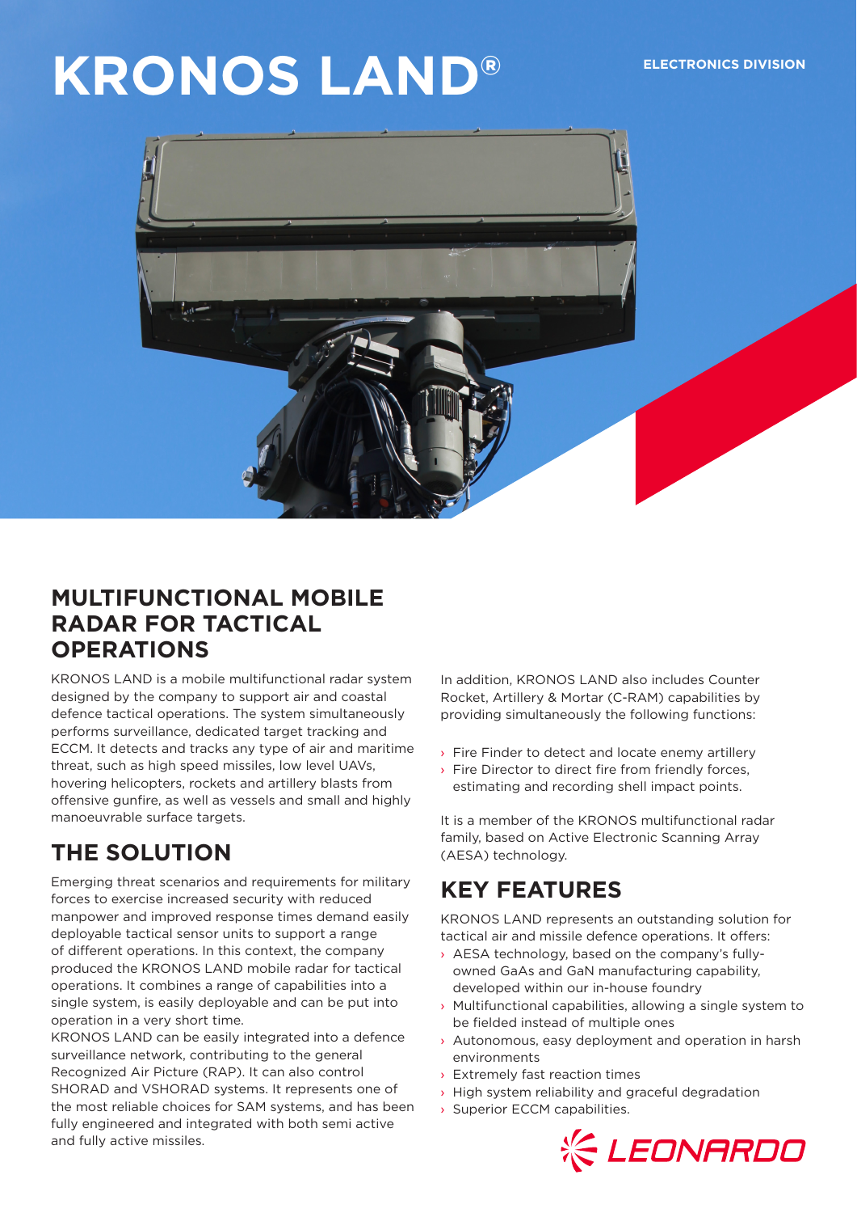# KRONOS LAND®

ELECTRONICS DIVISION

## MULTIFUNCTIONAL MOBILE RADAR FOR TACTICAL OPERATIONS

KRONOS LAND is a mobile multifunctional radar system designed by the company to support air and coastal defence tactical operations. The system simultaneously performs surveillance, dedicated target tracking and ECCM. It detects and tracks any type of air and maritime threat, such as high speed missiles, low level UAVs, hovering helicopters, rockets and artillery blasts from offensive gunfire, as well as vessels and small and highly manoeuvrable surface targets.

## THE SOLUTION

Emerging threat scenarios and requirements for military forces to exercise increased security with reduced manpower and improved response times demand easily deployable tactical sensor units to support a range of different operations. In this context, the company produced the KRONOS LAND mobile radar for tactical operations. It combines a range of capabilities into a single system, is easily deployable and can be put into operation in a very short time.

KRONOS LAND can be easily integrated into a defence surveillance network, contributing to the general Recognized Air Picture (RAP). It can also control SHORAD and VSHORAD systems. It represents one of the most reliable choices for SAM systems, and has been fully engineered and integrated with both semi active and fully active missiles.

In addition, KRONOS LAND also includes Counter Rocket, Artillery & Mortar (C-RAM) capabilities by providing simultaneously the following functions:

- Fire Finder to detect and locate enemy artillery
- Fire Director to direct fire from friendly forces, estimating and recording shell impact points.

It is a member of the KRONOS multifunctional radar family, based on Active Electronic Scanning Array (AESA) technology.

## KEY FEATURES

KRONOS LAND represents an outstanding solution for tactical air and missile defence operations. It offers:

- AESA technology, based on the company's fully-owned GaAs and GaN manufacturing capability, developed within our in-house foundry
- Multifunctional capabilities, allowing a single system to be fielded instead of multiple ones
- Autonomous, easy deployment and operation in harsh environments
- Extremely fast reaction times
- High system reliability and graceful degradation
- Superior ECCM capabilities.

LEONARDO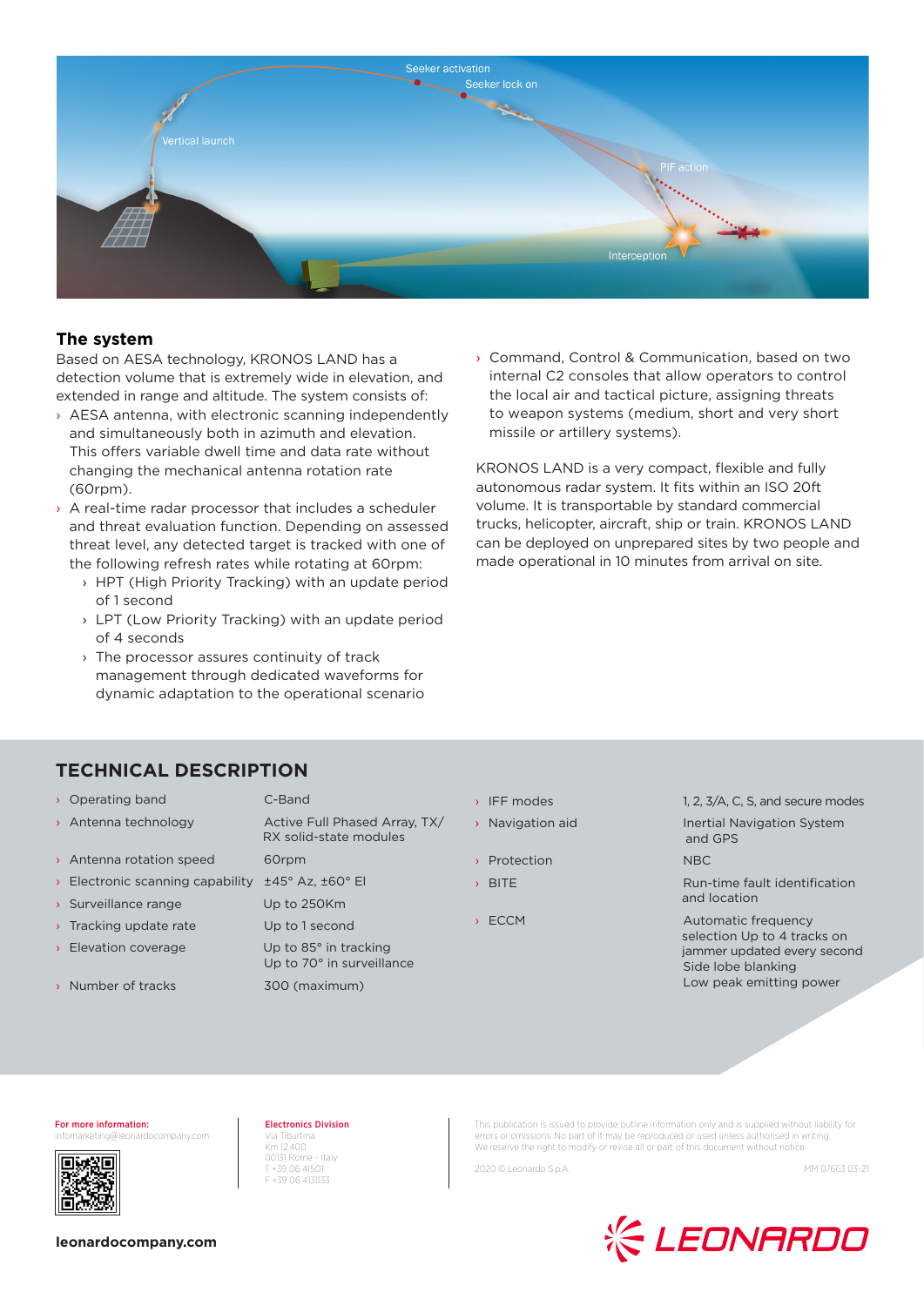Seeker activation

Seeker lock on

Vertical launch

PIF action

Interception

## The system

Based on AESA technology, KRONOS LAND has a detection volume that is extremely wide in elevation, and extended in range and altitude. The system consists of:

- AESA antenna, with electronic scanning independently and simultaneously both in azimuth and elevation. This offers variable dwell time and data rate without changing the mechanical antenna rotation rate (60rpm).
- A real-time radar processor that includes a scheduler and threat evaluation function. Depending on assessed threat level, any detected target is tracked with one of the following refresh rates while rotating at 60rpm:
  - HPT (High Priority Tracking) with an update period of 1 second
  - LPT (Low Priority Tracking) with an update period of 4 seconds
  - The processor assures continuity of track management through dedicated waveforms for dynamic adaptation to the operational scenario
- Command, Control & Communication, based on two internal C2 consoles that allow operators to control the local air and tactical picture, assigning threats to weapon systems (medium, short and very short missile or artillery systems).

KRONOS LAND is a very compact, flexible and fully autonomous radar system. It fits within an ISO 20ft volume. It is transportable by standard commercial trucks, helicopter, aircraft, ship or train. KRONOS LAND can be deployed on unprepared sites by two people and made operational in 10 minutes from arrival on site.

## TECHNICAL DESCRIPTION

| | |
|---|---|
| Operating band | C-Band |
| Antenna technology | Active Full Phased Array, TX/RX solid-state modules |
| Antenna rotation speed | 60rpm |
| Electronic scanning capability | ±45° Az, ±60° El |
| Surveillance range | Up to 250Km |
| Tracking update rate | Up to 1 second |
| Elevation coverage | Up to 85° in tracking<br>Up to 70° in surveillance |
| Number of tracks | 300 (maximum) |
| IFF modes | 1, 2, 3/A, C, S, and secure modes |
| Navigation aid | Inertial Navigation System and GPS |
| Protection | NBC |
| BITE | Run-time fault identification and location |
| ECCM | Automatic frequency selection Up to 4 tracks on jammer updated every second<br>Side lobe blanking<br>Low peak emitting power |

**For more information:**
infomarketing@leonardocompany.com

**Electronics Division**
Via Tiburtina
Km 12.400
00131 Rome - Italy
T +39 06 41501
F +39 06 4131133

This publication is issued to provide outline information only and is supplied without liability for errors or omissions. No part of it may be reproduced or used unless authorised in writing. We reserve the right to modify or revise all or part of this document without notice.

2020 © Leonardo S.p.A.

MM 07663 03-21

**leonardocompany.com**

LEONARDO